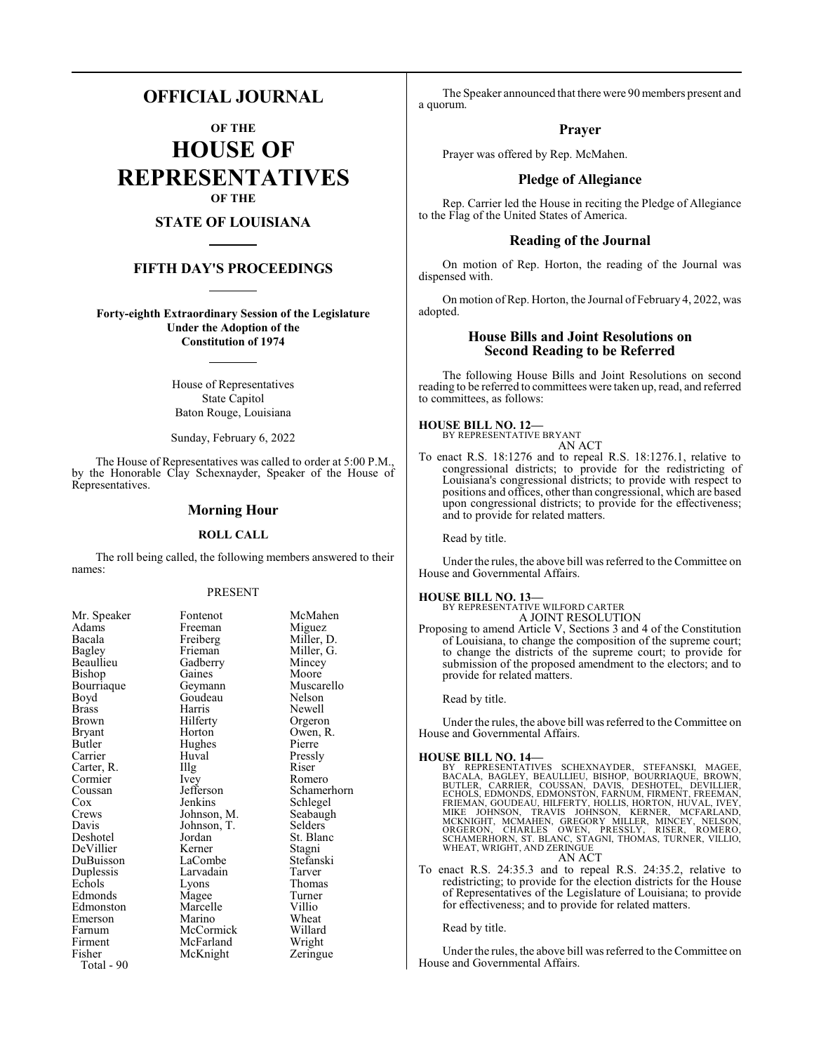# OFFICIAL JOURNAL

## OF THE

# HOUSE OF REPRESENTATIVES

## OF THE

## STATE OF LOUISIANA

## FIFTH DAY'S PROCEEDINGS

**Forty-eighth Extraordinary Session of the Legislature Under the Adoption of the Constitution of 1974**

House of Representatives
State Capitol
Baton Rouge, Louisiana

Sunday, February 6, 2022

The House of Representatives was called to order at 5:00 P.M., by the Honorable Clay Schexnayder, Speaker of the House of Representatives.

## Morning Hour

### ROLL CALL

The roll being called, the following members answered to their names:

PRESENT

| | | |
|---|---|---|
| Mr. Speaker | Fontenot | McMahen |
| Adams | Freeman | Miguez |
| Bacala | Freiberg | Miller, D. |
| Bagley | Frieman | Miller, G. |
| Beaullieu | Gadberry | Mincey |
| Bishop | Gaines | Moore |
| Bourriaque | Geymann | Muscarello |
| Boyd | Goudeau | Nelson |
| Brass | Harris | Newell |
| Brown | Hilferty | Orgeron |
| Bryant | Horton | Owen, R. |
| Butler | Hughes | Pierre |
| Carrier | Huval | Pressly |
| Carter, R. | Illg | Riser |
| Cormier | Ivey | Romero |
| Coussan | Jefferson | Schamerhorn |
| Cox | Jenkins | Schlegel |
| Crews | Johnson, M. | Seabaugh |
| Davis | Johnson, T. | Selders |
| Deshotel | Jordan | St. Blanc |
| DeVillier | Kerner | Stagni |
| DuBuisson | LaCombe | Stefanski |
| Duplessis | Larvadain | Tarver |
| Echols | Lyons | Thomas |
| Edmonds | Magee | Turner |
| Edmonston | Marcelle | Villio |
| Emerson | Marino | Wheat |
| Farnum | McCormick | Willard |
| Firment | McFarland | Wright |
| Fisher | McKnight | Zeringue |

Total - 90

The Speaker announced that there were 90 members present and a quorum.

## Prayer

Prayer was offered by Rep. McMahen.

## Pledge of Allegiance

Rep. Carrier led the House in reciting the Pledge of Allegiance to the Flag of the United States of America.

## Reading of the Journal

On motion of Rep. Horton, the reading of the Journal was dispensed with.

On motion of Rep. Horton, the Journal of February 4, 2022, was adopted.

## House Bills and Joint Resolutions on Second Reading to be Referred

The following House Bills and Joint Resolutions on second reading to be referred to committees were taken up, read, and referred to committees, as follows:

**HOUSE BILL NO. 12—**
BY REPRESENTATIVE BRYANT
AN ACT

To enact R.S. 18:1276 and to repeal R.S. 18:1276.1, relative to congressional districts; to provide for the redistricting of Louisiana's congressional districts; to provide with respect to positions and offices, other than congressional, which are based upon congressional districts; to provide for the effectiveness; and to provide for related matters.

Read by title.

Under the rules, the above bill was referred to the Committee on House and Governmental Affairs.

**HOUSE BILL NO. 13—**
BY REPRESENTATIVE WILFORD CARTER
A JOINT RESOLUTION

Proposing to amend Article V, Sections 3 and 4 of the Constitution of Louisiana, to change the composition of the supreme court; to change the districts of the supreme court; to provide for submission of the proposed amendment to the electors; and to provide for related matters.

Read by title.

Under the rules, the above bill was referred to the Committee on House and Governmental Affairs.

**HOUSE BILL NO. 14—**
BY REPRESENTATIVES SCHEXNAYDER, STEFANSKI, MAGEE, BACALA, BAGLEY, BEAULLIEU, BISHOP, BOURRIAQUE, BROWN, BUTLER, CARRIER, COUSSAN, DAVIS, DESHOTEL, DEVILLIER, ECHOLS, EDMONDS, EDMONSTON, FARNUM, FIRMENT, FREEMAN, FRIEMAN, GOUDEAU, HILFERTY, HOLLIS, HORTON, HUVAL, IVEY, MIKE JOHNSON, TRAVIS JOHNSON, KERNER, MCFARLAND, MCKNIGHT, MCMAHEN, GREGORY MILLER, MINCEY, NELSON, ORGERON, CHARLES OWEN, PRESSLY, RISER, ROMERO, SCHAMERHORN, ST. BLANC, STAGNI, THOMAS, TURNER, VILLIO, WHEAT, WRIGHT, AND ZERINGUE
AN ACT

To enact R.S. 24:35.3 and to repeal R.S. 24:35.2, relative to redistricting; to provide for the election districts for the House of Representatives of the Legislature of Louisiana; to provide for effectiveness; and to provide for related matters.

Read by title.

Under the rules, the above bill was referred to the Committee on House and Governmental Affairs.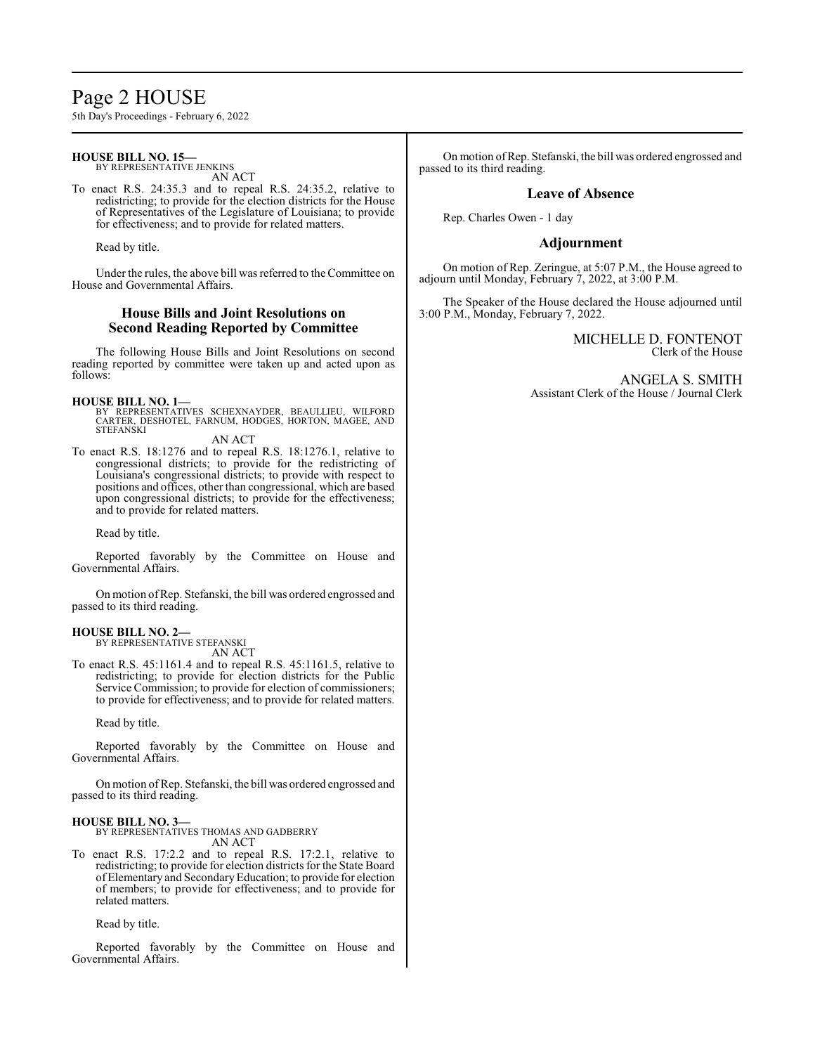**HOUSE BILL NO. 15—**
BY REPRESENTATIVE JENKINS
AN ACT

To enact R.S. 24:35.3 and to repeal R.S. 24:35.2, relative to redistricting; to provide for the election districts for the House of Representatives of the Legislature of Louisiana; to provide for effectiveness; and to provide for related matters.

Read by title.

Under the rules, the above bill was referred to the Committee on House and Governmental Affairs.

## House Bills and Joint Resolutions on Second Reading Reported by Committee

The following House Bills and Joint Resolutions on second reading reported by committee were taken up and acted upon as follows:

**HOUSE BILL NO. 1—**
BY REPRESENTATIVES SCHEXNAYDER, BEAULLIEU, WILFORD CARTER, DESHOTEL, FARNUM, HODGES, HORTON, MAGEE, AND STEFANSKI
AN ACT

To enact R.S. 18:1276 and to repeal R.S. 18:1276.1, relative to congressional districts; to provide for the redistricting of Louisiana's congressional districts; to provide with respect to positions and offices, other than congressional, which are based upon congressional districts; to provide for the effectiveness; and to provide for related matters.

Read by title.

Reported favorably by the Committee on House and Governmental Affairs.

On motion of Rep. Stefanski, the bill was ordered engrossed and passed to its third reading.

**HOUSE BILL NO. 2—**
BY REPRESENTATIVE STEFANSKI
AN ACT

To enact R.S. 45:1161.4 and to repeal R.S. 45:1161.5, relative to redistricting; to provide for election districts for the Public Service Commission; to provide for election of commissioners; to provide for effectiveness; and to provide for related matters.

Read by title.

Reported favorably by the Committee on House and Governmental Affairs.

On motion of Rep. Stefanski, the bill was ordered engrossed and passed to its third reading.

**HOUSE BILL NO. 3—**
BY REPRESENTATIVES THOMAS AND GADBERRY
AN ACT

To enact R.S. 17:2.2 and to repeal R.S. 17:2.1, relative to redistricting; to provide for election districts for the State Board of Elementary and Secondary Education; to provide for election of members; to provide for effectiveness; and to provide for related matters.

Read by title.

Reported favorably by the Committee on House and Governmental Affairs.

On motion of Rep. Stefanski, the bill was ordered engrossed and passed to its third reading.

## Leave of Absence

Rep. Charles Owen - 1 day

## Adjournment

On motion of Rep. Zeringue, at 5:07 P.M., the House agreed to adjourn until Monday, February 7, 2022, at 3:00 P.M.

The Speaker of the House declared the House adjourned until 3:00 P.M., Monday, February 7, 2022.

MICHELLE D. FONTENOT
Clerk of the House

ANGELA S. SMITH
Assistant Clerk of the House / Journal Clerk